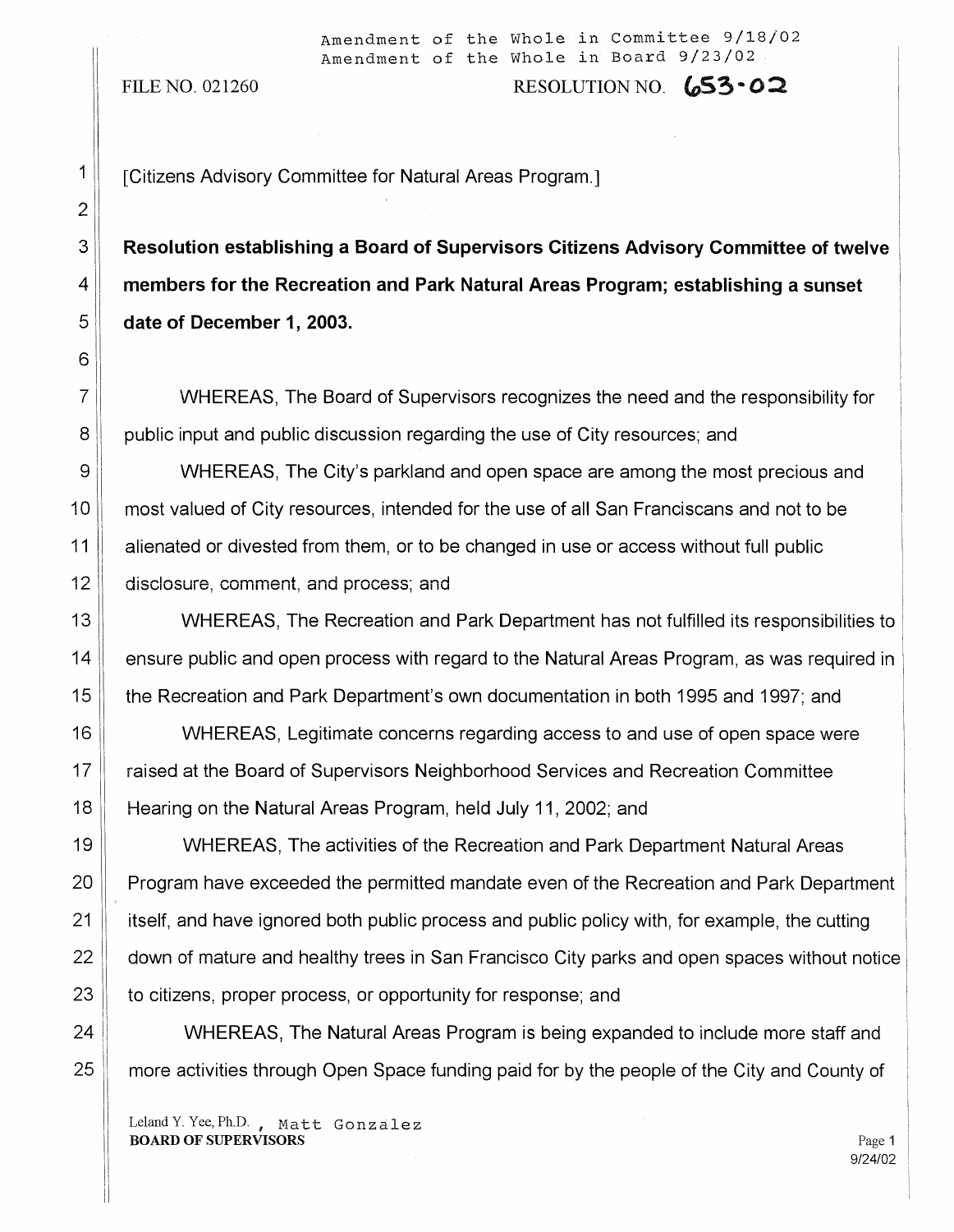Amendment of the Whole in Committee 9/18/02
Amendment of the Whole in Board 9/23/02

FILE NO. 021260 RESOLUTION NO. 653-02

[Citizens Advisory Committee for Natural Areas Program.]

**Resolution establishing a Board of Supervisors Citizens Advisory Committee of twelve members for the Recreation and Park Natural Areas Program; establishing a sunset date of December 1, 2003.**

WHEREAS, The Board of Supervisors recognizes the need and the responsibility for public input and public discussion regarding the use of City resources; and

WHEREAS, The City's parkland and open space are among the most precious and most valued of City resources, intended for the use of all San Franciscans and not to be alienated or divested from them, or to be changed in use or access without full public disclosure, comment, and process; and

WHEREAS, The Recreation and Park Department has not fulfilled its responsibilities to ensure public and open process with regard to the Natural Areas Program, as was required in the Recreation and Park Department's own documentation in both 1995 and 1997; and

WHEREAS, Legitimate concerns regarding access to and use of open space were raised at the Board of Supervisors Neighborhood Services and Recreation Committee Hearing on the Natural Areas Program, held July 11, 2002; and

WHEREAS, The activities of the Recreation and Park Department Natural Areas Program have exceeded the permitted mandate even of the Recreation and Park Department itself, and have ignored both public process and public policy with, for example, the cutting down of mature and healthy trees in San Francisco City parks and open spaces without notice to citizens, proper process, or opportunity for response; and

WHEREAS, The Natural Areas Program is being expanded to include more staff and more activities through Open Space funding paid for by the people of the City and County of

Leland Y. Yee, Ph.D., Matt Gonzalez
BOARD OF SUPERVISORS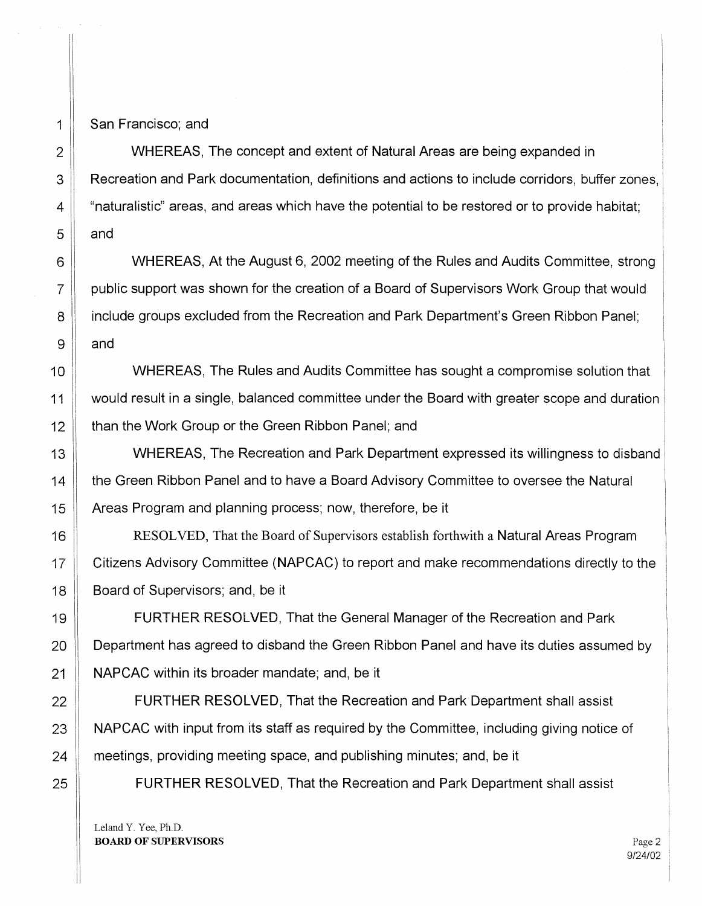San Francisco; and

WHEREAS, The concept and extent of Natural Areas are being expanded in Recreation and Park documentation, definitions and actions to include corridors, buffer zones, "naturalistic" areas, and areas which have the potential to be restored or to provide habitat; and

WHEREAS, At the August 6, 2002 meeting of the Rules and Audits Committee, strong public support was shown for the creation of a Board of Supervisors Work Group that would include groups excluded from the Recreation and Park Department's Green Ribbon Panel; and

WHEREAS, The Rules and Audits Committee has sought a compromise solution that would result in a single, balanced committee under the Board with greater scope and duration than the Work Group or the Green Ribbon Panel; and

WHEREAS, The Recreation and Park Department expressed its willingness to disband the Green Ribbon Panel and to have a Board Advisory Committee to oversee the Natural Areas Program and planning process; now, therefore, be it

RESOLVED, That the Board of Supervisors establish forthwith a Natural Areas Program Citizens Advisory Committee (NAPCAC) to report and make recommendations directly to the Board of Supervisors; and, be it

FURTHER RESOLVED, That the General Manager of the Recreation and Park Department has agreed to disband the Green Ribbon Panel and have its duties assumed by NAPCAC within its broader mandate; and, be it

FURTHER RESOLVED, That the Recreation and Park Department shall assist NAPCAC with input from its staff as required by the Committee, including giving notice of meetings, providing meeting space, and publishing minutes; and, be it

FURTHER RESOLVED, That the Recreation and Park Department shall assist

Leland Y. Yee, Ph.D.
**BOARD OF SUPERVISORS**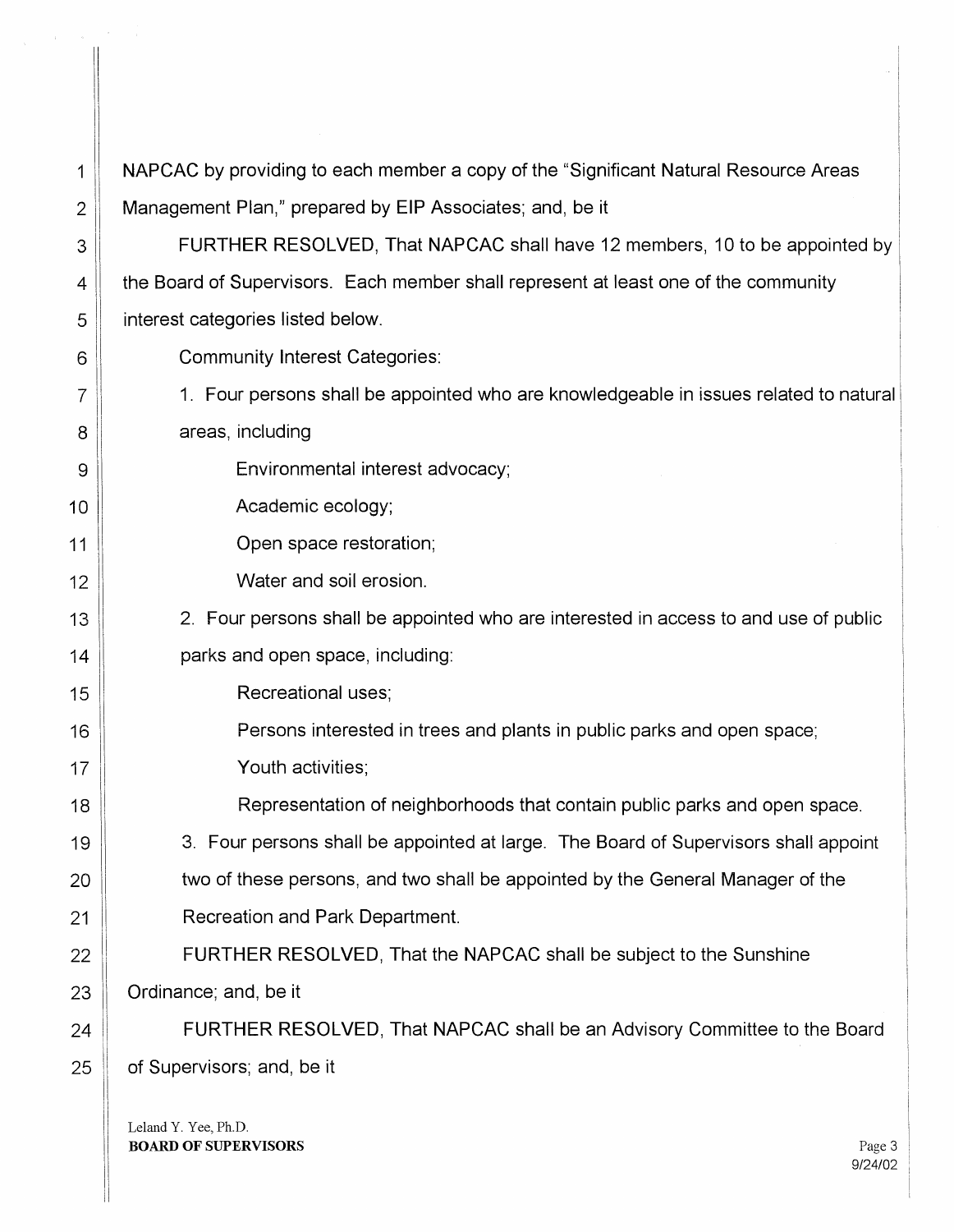NAPCAC by providing to each member a copy of the "Significant Natural Resource Areas Management Plan," prepared by EIP Associates; and, be it

FURTHER RESOLVED, That NAPCAC shall have 12 members, 10 to be appointed by the Board of Supervisors. Each member shall represent at least one of the community interest categories listed below.

Community Interest Categories:

1. Four persons shall be appointed who are knowledgeable in issues related to natural areas, including

    Environmental interest advocacy;

    Academic ecology;

    Open space restoration;

    Water and soil erosion.

2. Four persons shall be appointed who are interested in access to and use of public parks and open space, including:

    Recreational uses;

    Persons interested in trees and plants in public parks and open space;

    Youth activities;

    Representation of neighborhoods that contain public parks and open space.

3. Four persons shall be appointed at large. The Board of Supervisors shall appoint two of these persons, and two shall be appointed by the General Manager of the Recreation and Park Department.

FURTHER RESOLVED, That the NAPCAC shall be subject to the Sunshine Ordinance; and, be it

FURTHER RESOLVED, That NAPCAC shall be an Advisory Committee to the Board of Supervisors; and, be it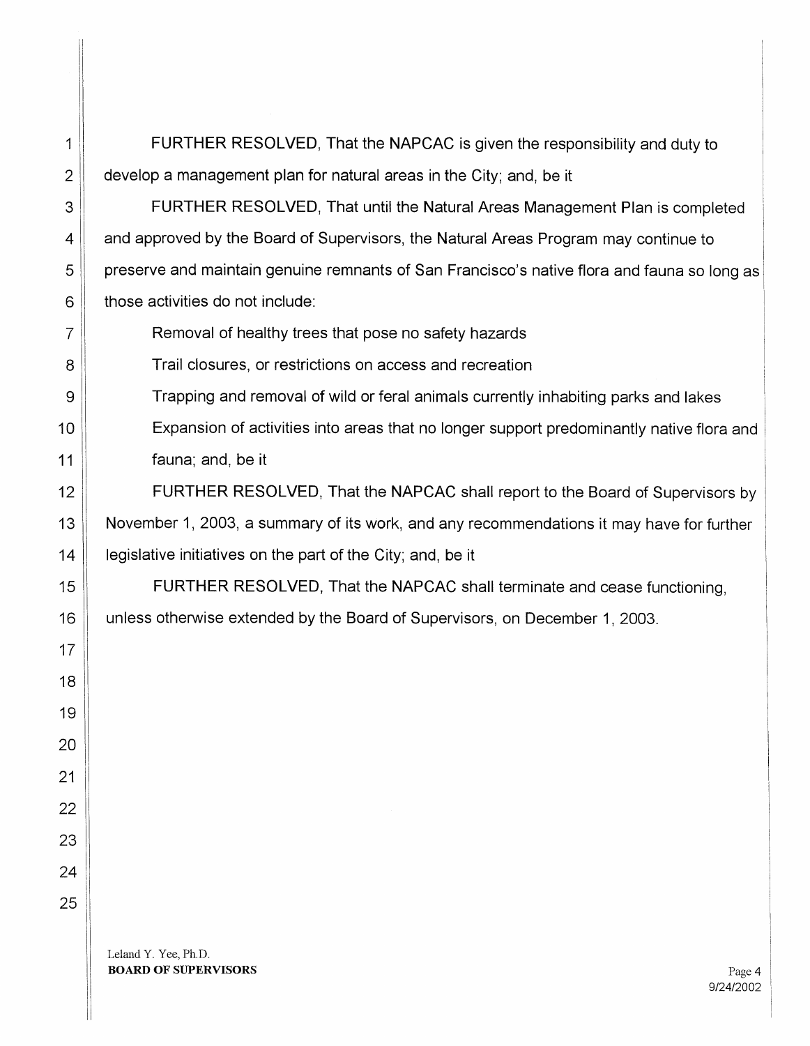FURTHER RESOLVED, That the NAPCAC is given the responsibility and duty to develop a management plan for natural areas in the City; and, be it

FURTHER RESOLVED, That until the Natural Areas Management Plan is completed and approved by the Board of Supervisors, the Natural Areas Program may continue to preserve and maintain genuine remnants of San Francisco's native flora and fauna so long as those activities do not include:

Removal of healthy trees that pose no safety hazards

Trail closures, or restrictions on access and recreation

Trapping and removal of wild or feral animals currently inhabiting parks and lakes

Expansion of activities into areas that no longer support predominantly native flora and fauna; and, be it

FURTHER RESOLVED, That the NAPCAC shall report to the Board of Supervisors by November 1, 2003, a summary of its work, and any recommendations it may have for further legislative initiatives on the part of the City; and, be it

FURTHER RESOLVED, That the NAPCAC shall terminate and cease functioning, unless otherwise extended by the Board of Supervisors, on December 1, 2003.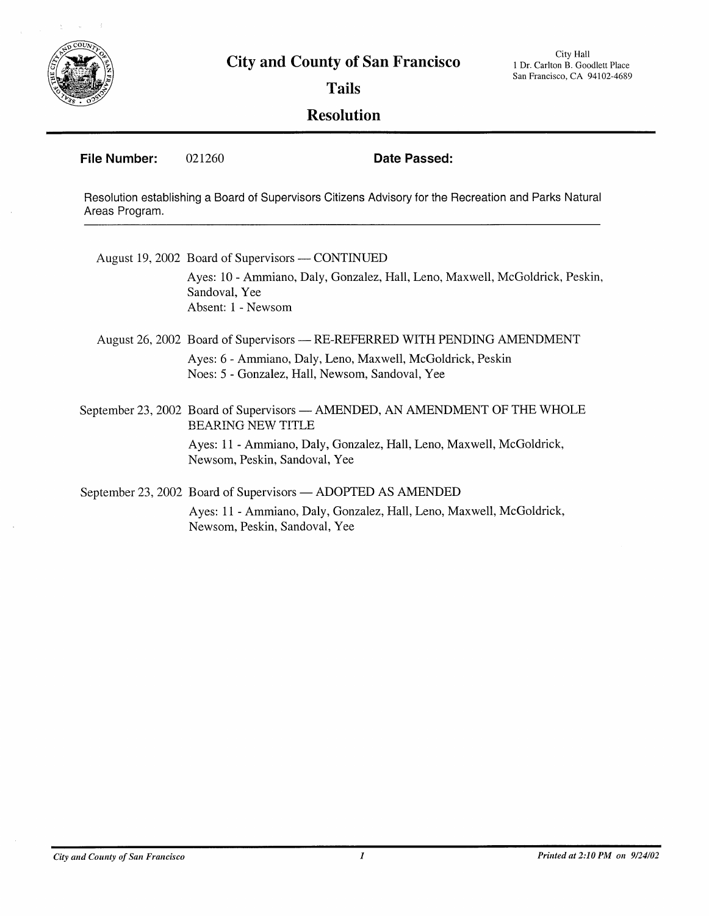# City and County of San Francisco

City Hall
1 Dr. Carlton B. Goodlett Place
San Francisco, CA 94102-4689

## Tails

## Resolution

**File Number:** 021260 **Date Passed:**

Resolution establishing a Board of Supervisors Citizens Advisory for the Recreation and Parks Natural Areas Program.

---

August 19, 2002 Board of Supervisors — CONTINUED

Ayes: 10 - Ammiano, Daly, Gonzalez, Hall, Leno, Maxwell, McGoldrick, Peskin, Sandoval, Yee
Absent: 1 - Newsom

August 26, 2002 Board of Supervisors — RE-REFERRED WITH PENDING AMENDMENT

Ayes: 6 - Ammiano, Daly, Leno, Maxwell, McGoldrick, Peskin
Noes: 5 - Gonzalez, Hall, Newsom, Sandoval, Yee

September 23, 2002 Board of Supervisors — AMENDED, AN AMENDMENT OF THE WHOLE BEARING NEW TITLE

Ayes: 11 - Ammiano, Daly, Gonzalez, Hall, Leno, Maxwell, McGoldrick, Newsom, Peskin, Sandoval, Yee

September 23, 2002 Board of Supervisors — ADOPTED AS AMENDED

Ayes: 11 - Ammiano, Daly, Gonzalez, Hall, Leno, Maxwell, McGoldrick, Newsom, Peskin, Sandoval, Yee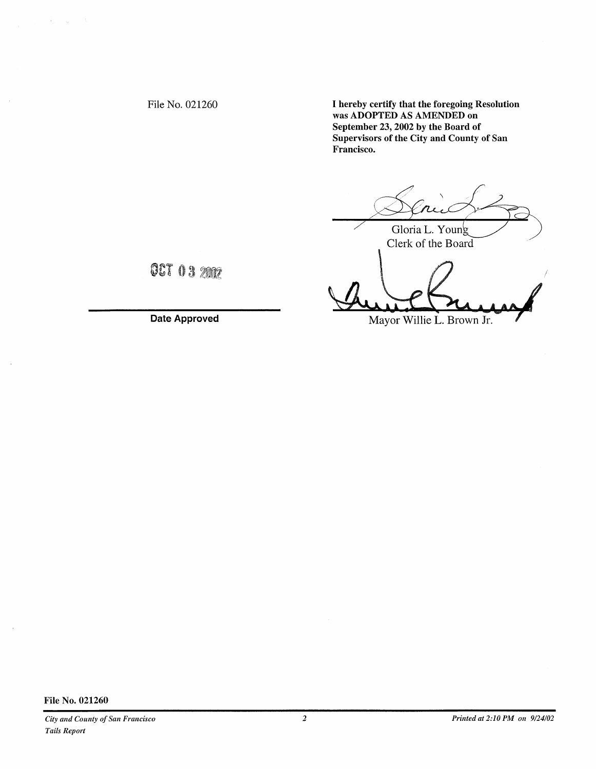File No. 021260

**I hereby certify that the foregoing Resolution was ADOPTED AS AMENDED on September 23, 2002 by the Board of Supervisors of the City and County of San Francisco.**

Gloria L. Young
Clerk of the Board

OCT 03 2002

**Date Approved**

Mayor Willie L. Brown Jr.

**File No. 021260**

*City and County of San Francisco*
*Tails Report*

***Printed at 2:10 PM on 9/24/02***